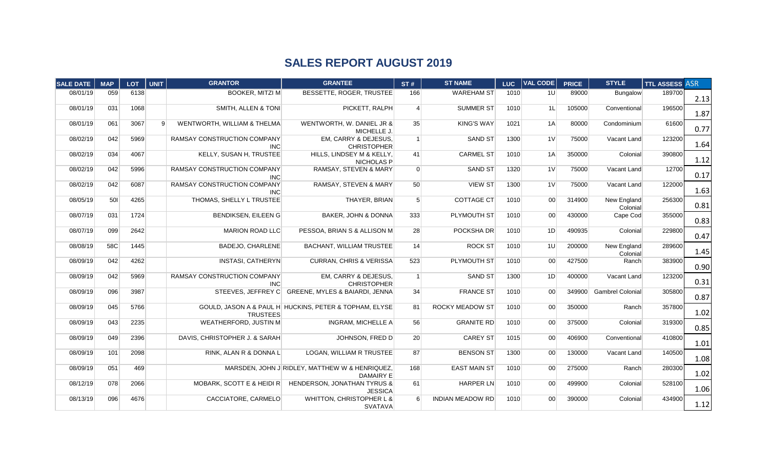# SALES REPORT AUGUST 2019

| SALE DATE | MAP | LOT | UNIT | GRANTOR | GRANTEE | ST # | ST NAME | LUC | VAL CODE | PRICE | STYLE | TTL ASSESS | ASR |
|---|---|---|---|---|---|---|---|---|---|---|---|---|---|
| 08/01/19 | 059 | 6138 | | BOOKER, MITZI M | BESSETTE, ROGER, TRUSTEE | 166 | WAREHAM ST | 1010 | 1U | 89000 | Bungalow | 189700 | 2.13 |
| 08/01/19 | 031 | 1068 | | SMITH, ALLEN & TONI | PICKETT, RALPH | 4 | SUMMER ST | 1010 | 1L | 105000 | Conventional | 196500 | 1.87 |
| 08/01/19 | 061 | 3067 | 9 | WENTWORTH, WILLIAM & THELMA | WENTWORTH, W. DANIEL JR & MICHELLE J. | 35 | KING'S WAY | 1021 | 1A | 80000 | Condominium | 61600 | 0.77 |
| 08/02/19 | 042 | 5969 | | RAMSAY CONSTRUCTION COMPANY INC | EM, CARRY & DEJESUS, CHRISTOPHER | 1 | SAND ST | 1300 | 1V | 75000 | Vacant Land | 123200 | 1.64 |
| 08/02/19 | 034 | 4067 | | KELLY, SUSAN H, TRUSTEE | HILLS, LINDSEY M & KELLY, NICHOLAS P | 41 | CARMEL ST | 1010 | 1A | 350000 | Colonial | 390800 | 1.12 |
| 08/02/19 | 042 | 5996 | | RAMSAY CONSTRUCTION COMPANY INC | RAMSAY, STEVEN & MARY | 0 | SAND ST | 1320 | 1V | 75000 | Vacant Land | 12700 | 0.17 |
| 08/02/19 | 042 | 6087 | | RAMSAY CONSTRUCTION COMPANY INC | RAMSAY, STEVEN & MARY | 50 | VIEW ST | 1300 | 1V | 75000 | Vacant Land | 122000 | 1.63 |
| 08/05/19 | 50I | 4265 | | THOMAS, SHELLY L TRUSTEE | THAYER, BRIAN | 5 | COTTAGE CT | 1010 | 00 | 314900 | New England Colonial | 256300 | 0.81 |
| 08/07/19 | 031 | 1724 | | BENDIKSEN, EILEEN G | BAKER, JOHN & DONNA | 333 | PLYMOUTH ST | 1010 | 00 | 430000 | Cape Cod | 355000 | 0.83 |
| 08/07/19 | 099 | 2642 | | MARION ROAD LLC | PESSOA, BRIAN S & ALLISON M | 28 | POCKSHA DR | 1010 | 1D | 490935 | Colonial | 229800 | 0.47 |
| 08/08/19 | 58C | 1445 | | BADEJO, CHARLENE | BACHANT, WILLIAM TRUSTEE | 14 | ROCK ST | 1010 | 1U | 200000 | New England Colonial | 289600 | 1.45 |
| 08/09/19 | 042 | 4262 | | INSTASI, CATHERYN | CURRAN, CHRIS & VERISSA | 523 | PLYMOUTH ST | 1010 | 00 | 427500 | Ranch | 383900 | 0.90 |
| 08/09/19 | 042 | 5969 | | RAMSAY CONSTRUCTION COMPANY INC | EM, CARRY & DEJESUS, CHRISTOPHER | 1 | SAND ST | 1300 | 1D | 400000 | Vacant Land | 123200 | 0.31 |
| 08/09/19 | 096 | 3987 | | STEEVES, JEFFREY C | GREENE, MYLES & BAIARDI, JENNA | 34 | FRANCE ST | 1010 | 00 | 349900 | Gambrel Colonial | 305800 | 0.87 |
| 08/09/19 | 045 | 5766 | | GOULD, JASON A & PAUL H TRUSTEES | HUCKINS, PETER & TOPHAM, ELYSE | 81 | ROCKY MEADOW ST | 1010 | 00 | 350000 | Ranch | 357800 | 1.02 |
| 08/09/19 | 043 | 2235 | | WEATHERFORD, JUSTIN M | INGRAM, MICHELLE A | 56 | GRANITE RD | 1010 | 00 | 375000 | Colonial | 319300 | 0.85 |
| 08/09/19 | 049 | 2396 | | DAVIS, CHRISTOPHER J. & SARAH | JOHNSON, FRED D | 20 | CAREY ST | 1015 | 00 | 406900 | Conventional | 410800 | 1.01 |
| 08/09/19 | 101 | 2098 | | RINK, ALAN R & DONNA L | LOGAN, WILLIAM R TRUSTEE | 87 | BENSON ST | 1300 | 00 | 130000 | Vacant Land | 140500 | 1.08 |
| 08/09/19 | 051 | 469 | | MARSDEN, JOHN J | RIDLEY, MATTHEW W & HENRIQUEZ, DAMAIRY E | 168 | EAST MAIN ST | 1010 | 00 | 275000 | Ranch | 280300 | 1.02 |
| 08/12/19 | 078 | 2066 | | MOBARK, SCOTT E & HEIDI R | HENDERSON, JONATHAN TYRUS & JESSICA | 61 | HARPER LN | 1010 | 00 | 499900 | Colonial | 528100 | 1.06 |
| 08/13/19 | 096 | 4676 | | CACCIATORE, CARMELO | WHITTON, CHRISTOPHER L & SVATAVA | 6 | INDIAN MEADOW RD | 1010 | 00 | 390000 | Colonial | 434900 | 1.12 |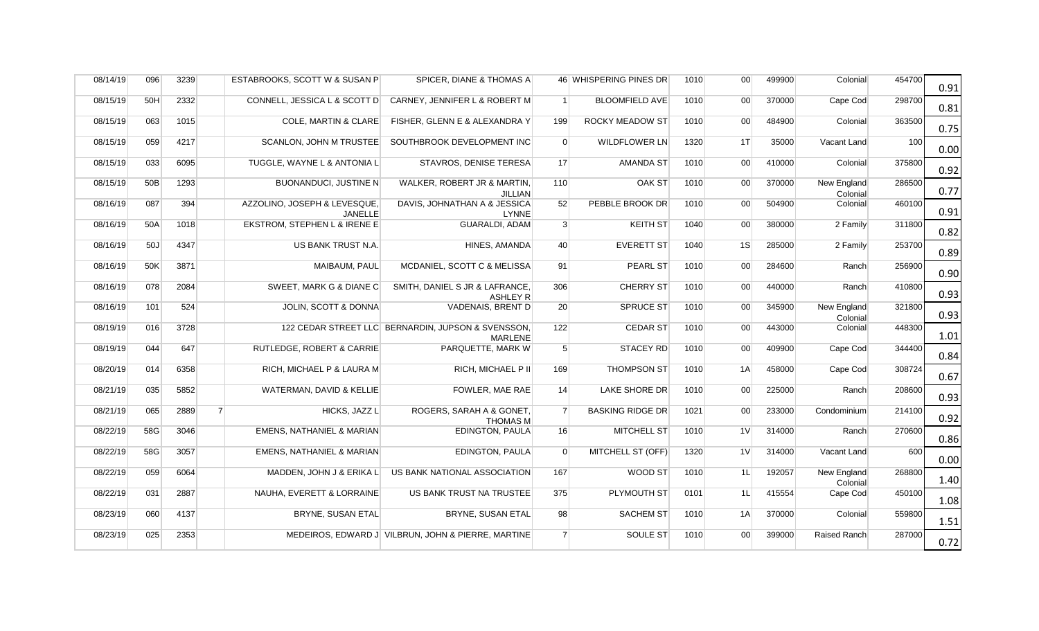| | | | | | | | | | | | | | | |
|---|---|---|---|---|---|---|---|---|---|---|---|---|---|---|
| 08/14/19 | 096 | 3239 | | ESTABROOKS, SCOTT W & SUSAN P | SPICER, DIANE & THOMAS A | 46 | WHISPERING PINES DR | 1010 | 00 | 499900 | Colonial | 454700 | 0.91 |
| 08/15/19 | 50H | 2332 | | CONNELL, JESSICA L & SCOTT D | CARNEY, JENNIFER L & ROBERT M | 1 | BLOOMFIELD AVE | 1010 | 00 | 370000 | Cape Cod | 298700 | 0.81 |
| 08/15/19 | 063 | 1015 | | COLE, MARTIN & CLARE | FISHER, GLENN E & ALEXANDRA Y | 199 | ROCKY MEADOW ST | 1010 | 00 | 484900 | Colonial | 363500 | 0.75 |
| 08/15/19 | 059 | 4217 | | SCANLON, JOHN M TRUSTEE | SOUTHBROOK DEVELOPMENT INC | 0 | WILDFLOWER LN | 1320 | 1T | 35000 | Vacant Land | 100 | 0.00 |
| 08/15/19 | 033 | 6095 | | TUGGLE, WAYNE L & ANTONIA L | STAVROS, DENISE TERESA | 17 | AMANDA ST | 1010 | 00 | 410000 | Colonial | 375800 | 0.92 |
| 08/15/19 | 50B | 1293 | | BUONANDUCI, JUSTINE N | WALKER, ROBERT JR & MARTIN, JILLIAN | 110 | OAK ST | 1010 | 00 | 370000 | New England Colonial | 286500 | 0.77 |
| 08/16/19 | 087 | 394 | | AZZOLINO, JOSEPH & LEVESQUE, JANELLE | DAVIS, JOHNATHAN A & JESSICA LYNNE | 52 | PEBBLE BROOK DR | 1010 | 00 | 504900 | Colonial | 460100 | 0.91 |
| 08/16/19 | 50A | 1018 | | EKSTROM, STEPHEN L & IRENE E | GUARALDI, ADAM | 3 | KEITH ST | 1040 | 00 | 380000 | 2 Family | 311800 | 0.82 |
| 08/16/19 | 50J | 4347 | | US BANK TRUST N.A. | HINES, AMANDA | 40 | EVERETT ST | 1040 | 1S | 285000 | 2 Family | 253700 | 0.89 |
| 08/16/19 | 50K | 3871 | | MAIBAUM, PAUL | MCDANIEL, SCOTT C & MELISSA | 91 | PEARL ST | 1010 | 00 | 284600 | Ranch | 256900 | 0.90 |
| 08/16/19 | 078 | 2084 | | SWEET, MARK G & DIANE C | SMITH, DANIEL S JR & LAFRANCE, ASHLEY R | 306 | CHERRY ST | 1010 | 00 | 440000 | Ranch | 410800 | 0.93 |
| 08/16/19 | 101 | 524 | | JOLIN, SCOTT & DONNA | VADENAIS, BRENT D | 20 | SPRUCE ST | 1010 | 00 | 345900 | New England Colonial | 321800 | 0.93 |
| 08/19/19 | 016 | 3728 | | 122 CEDAR STREET LLC | BERNARDIN, JUPSON & SVENSSON, MARLENE | 122 | CEDAR ST | 1010 | 00 | 443000 | Colonial | 448300 | 1.01 |
| 08/19/19 | 044 | 647 | | RUTLEDGE, ROBERT & CARRIE | PARQUETTE, MARK W | 5 | STACEY RD | 1010 | 00 | 409900 | Cape Cod | 344400 | 0.84 |
| 08/20/19 | 014 | 6358 | | RICH, MICHAEL P & LAURA M | RICH, MICHAEL P II | 169 | THOMPSON ST | 1010 | 1A | 458000 | Cape Cod | 308724 | 0.67 |
| 08/21/19 | 035 | 5852 | | WATERMAN, DAVID & KELLIE | FOWLER, MAE RAE | 14 | LAKE SHORE DR | 1010 | 00 | 225000 | Ranch | 208600 | 0.93 |
| 08/21/19 | 065 | 2889 | 7 | HICKS, JAZZ L | ROGERS, SARAH A & GONET, THOMAS M | 7 | BASKING RIDGE DR | 1021 | 00 | 233000 | Condominium | 214100 | 0.92 |
| 08/22/19 | 58G | 3046 | | EMENS, NATHANIEL & MARIAN | EDINGTON, PAULA | 16 | MITCHELL ST | 1010 | 1V | 314000 | Ranch | 270600 | 0.86 |
| 08/22/19 | 58G | 3057 | | EMENS, NATHANIEL & MARIAN | EDINGTON, PAULA | 0 | MITCHELL ST (OFF) | 1320 | 1V | 314000 | Vacant Land | 600 | 0.00 |
| 08/22/19 | 059 | 6064 | | MADDEN, JOHN J & ERIKA L | US BANK NATIONAL ASSOCIATION | 167 | WOOD ST | 1010 | 1L | 192057 | New England Colonial | 268800 | 1.40 |
| 08/22/19 | 031 | 2887 | | NAUHA, EVERETT & LORRAINE | US BANK TRUST NA TRUSTEE | 375 | PLYMOUTH ST | 0101 | 1L | 415554 | Cape Cod | 450100 | 1.08 |
| 08/23/19 | 060 | 4137 | | BRYNE, SUSAN ETAL | BRYNE, SUSAN ETAL | 98 | SACHEM ST | 1010 | 1A | 370000 | Colonial | 559800 | 1.51 |
| 08/23/19 | 025 | 2353 | | MEDEIROS, EDWARD J | VILBRUN, JOHN & PIERRE, MARTINE | 7 | SOULE ST | 1010 | 00 | 399000 | Raised Ranch | 287000 | 0.72 |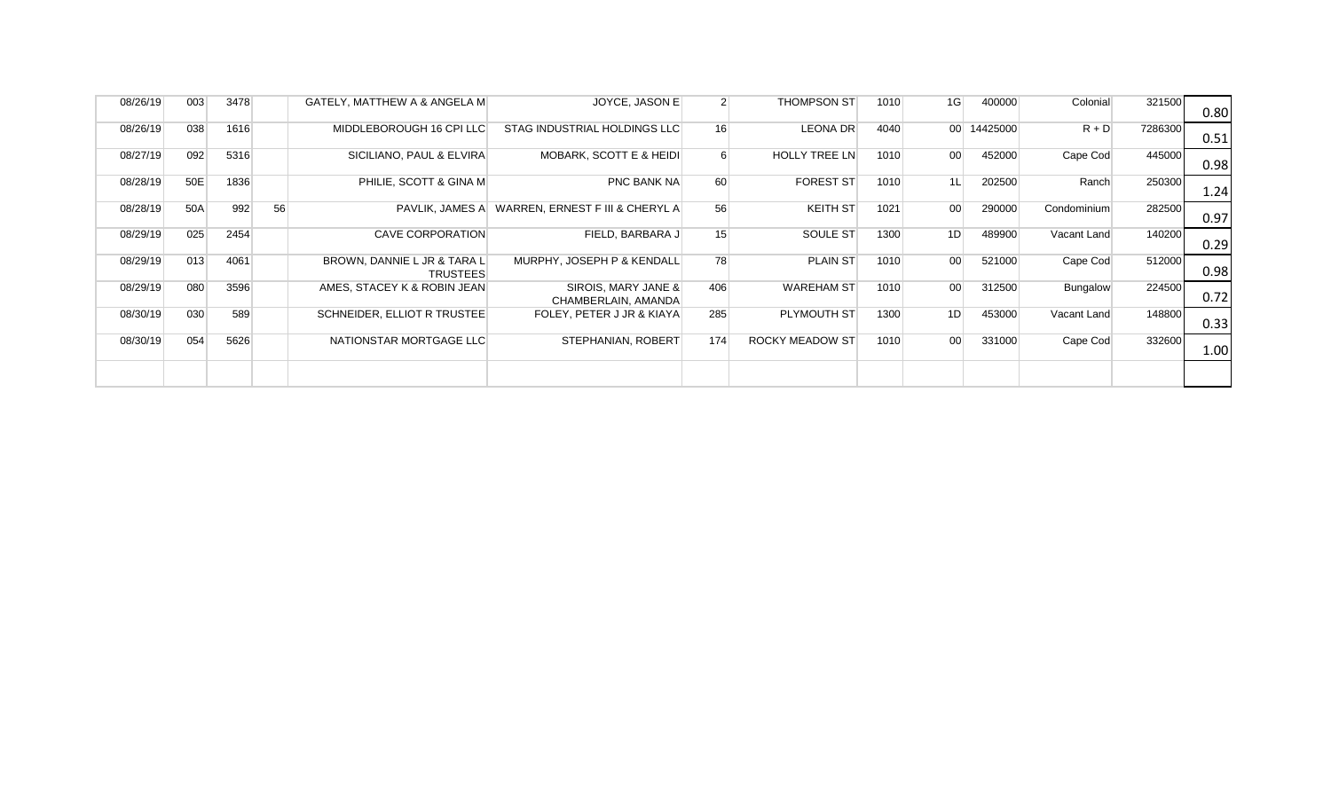| | | | | | | | | | | | | | |
|---|---|---|---|---|---|---|---|---|---|---|---|---|---|
| 08/26/19 | 003 | 3478 | | GATELY, MATTHEW A & ANGELA M | JOYCE, JASON E | 2 | THOMPSON ST | 1010 | 1G | 400000 | Colonial | 321500 | 0.80 |
| 08/26/19 | 038 | 1616 | | MIDDLEBOROUGH 16 CPI LLC | STAG INDUSTRIAL HOLDINGS LLC | 16 | LEONA DR | 4040 | 00 | 14425000 | R + D | 7286300 | 0.51 |
| 08/27/19 | 092 | 5316 | | SICILIANO, PAUL & ELVIRA | MOBARK, SCOTT E & HEIDI | 6 | HOLLY TREE LN | 1010 | 00 | 452000 | Cape Cod | 445000 | 0.98 |
| 08/28/19 | 50E | 1836 | | PHILIE, SCOTT & GINA M | PNC BANK NA | 60 | FOREST ST | 1010 | 1L | 202500 | Ranch | 250300 | 1.24 |
| 08/28/19 | 50A | 992 | 56 | PAVLIK, JAMES A | WARREN, ERNEST F III & CHERYL A | 56 | KEITH ST | 1021 | 00 | 290000 | Condominium | 282500 | 0.97 |
| 08/29/19 | 025 | 2454 | | CAVE CORPORATION | FIELD, BARBARA J | 15 | SOULE ST | 1300 | 1D | 489900 | Vacant Land | 140200 | 0.29 |
| 08/29/19 | 013 | 4061 | | BROWN, DANNIE L JR & TARA L TRUSTEES | MURPHY, JOSEPH P & KENDALL | 78 | PLAIN ST | 1010 | 00 | 521000 | Cape Cod | 512000 | 0.98 |
| 08/29/19 | 080 | 3596 | | AMES, STACEY K & ROBIN JEAN | SIROIS, MARY JANE & CHAMBERLAIN, AMANDA | 406 | WAREHAM ST | 1010 | 00 | 312500 | Bungalow | 224500 | 0.72 |
| 08/30/19 | 030 | 589 | | SCHNEIDER, ELLIOT R TRUSTEE | FOLEY, PETER J JR & KIAYA | 285 | PLYMOUTH ST | 1300 | 1D | 453000 | Vacant Land | 148800 | 0.33 |
| 08/30/19 | 054 | 5626 | | NATIONSTAR MORTGAGE LLC | STEPHANIAN, ROBERT | 174 | ROCKY MEADOW ST | 1010 | 00 | 331000 | Cape Cod | 332600 | 1.00 |
| | | | | | | | | | | | | | |